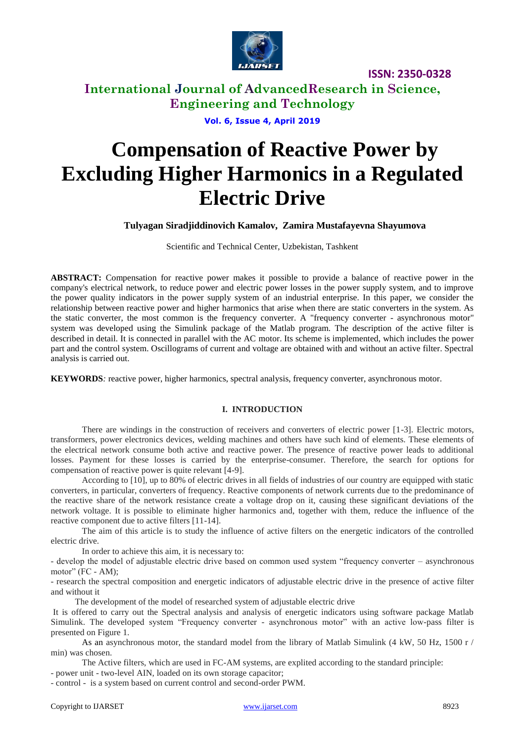# Compensation of Reactive Power by Excluding Higher Harmonics in a Regulated Electric Drive

**Tulyagan Siradjiddinovich Kamalov, Zamira Mustafayevna Shayumova**

Scientific and Technical Center, Uzbekistan, Tashkent

**ABSTRACT:** Compensation for reactive power makes it possible to provide a balance of reactive power in the company's electrical network, to reduce power and electric power losses in the power supply system, and to improve the power quality indicators in the power supply system of an industrial enterprise. In this paper, we consider the relationship between reactive power and higher harmonics that arise when there are static converters in the system. As the static converter, the most common is the frequency converter. A "frequency converter - asynchronous motor" system was developed using the Simulink package of the Matlab program. The description of the active filter is described in detail. It is connected in parallel with the AC motor. Its scheme is implemented, which includes the power part and the control system. Oscillograms of current and voltage are obtained with and without an active filter. Spectral analysis is carried out.

**KEYWORDS***:* reactive power, higher harmonics, spectral analysis, frequency converter, asynchronous motor.

## I. INTRODUCTION

There are windings in the construction of receivers and converters of electric power [1-3]. Electric motors, transformers, power electronics devices, welding machines and others have such kind of elements. These elements of the electrical network consume both active and reactive power. The presence of reactive power leads to additional losses. Payment for these losses is carried by the enterprise-consumer. Therefore, the search for options for compensation of reactive power is quite relevant [4-9].

According to [10], up to 80% of electric drives in all fields of industries of our country are equipped with static converters, in particular, converters of frequency. Reactive components of network currents due to the predominance of the reactive share of the network resistance create a voltage drop on it, causing these significant deviations of the network voltage. It is possible to eliminate higher harmonics and, together with them, reduce the influence of the reactive component due to active filters [11-14].

The aim of this article is to study the influence of active filters on the energetic indicators of the controlled electric drive.

In order to achieve this aim, it is necessary to:

- develop the model of adjustable electric drive based on common used system "frequency converter – asynchronous motor" (FC - AM);
- research the spectral composition and energetic indicators of adjustable electric drive in the presence of active filter and without it

The development of the model of researched system of adjustable electric drive

It is offered to carry out the Spectral analysis and analysis of energetic indicators using software package Matlab Simulink. The developed system "Frequency converter - asynchronous motor" with an active low-pass filter is presented on Figure 1.

As an asynchronous motor, the standard model from the library of Matlab Simulink (4 kW, 50 Hz, 1500 r / min) was chosen.

The Active filters, which are used in FC-AM systems, are explited according to the standard principle:

- power unit - two-level AIN, loaded on its own storage capacitor;
- control - is a system based on current control and second-order PWM.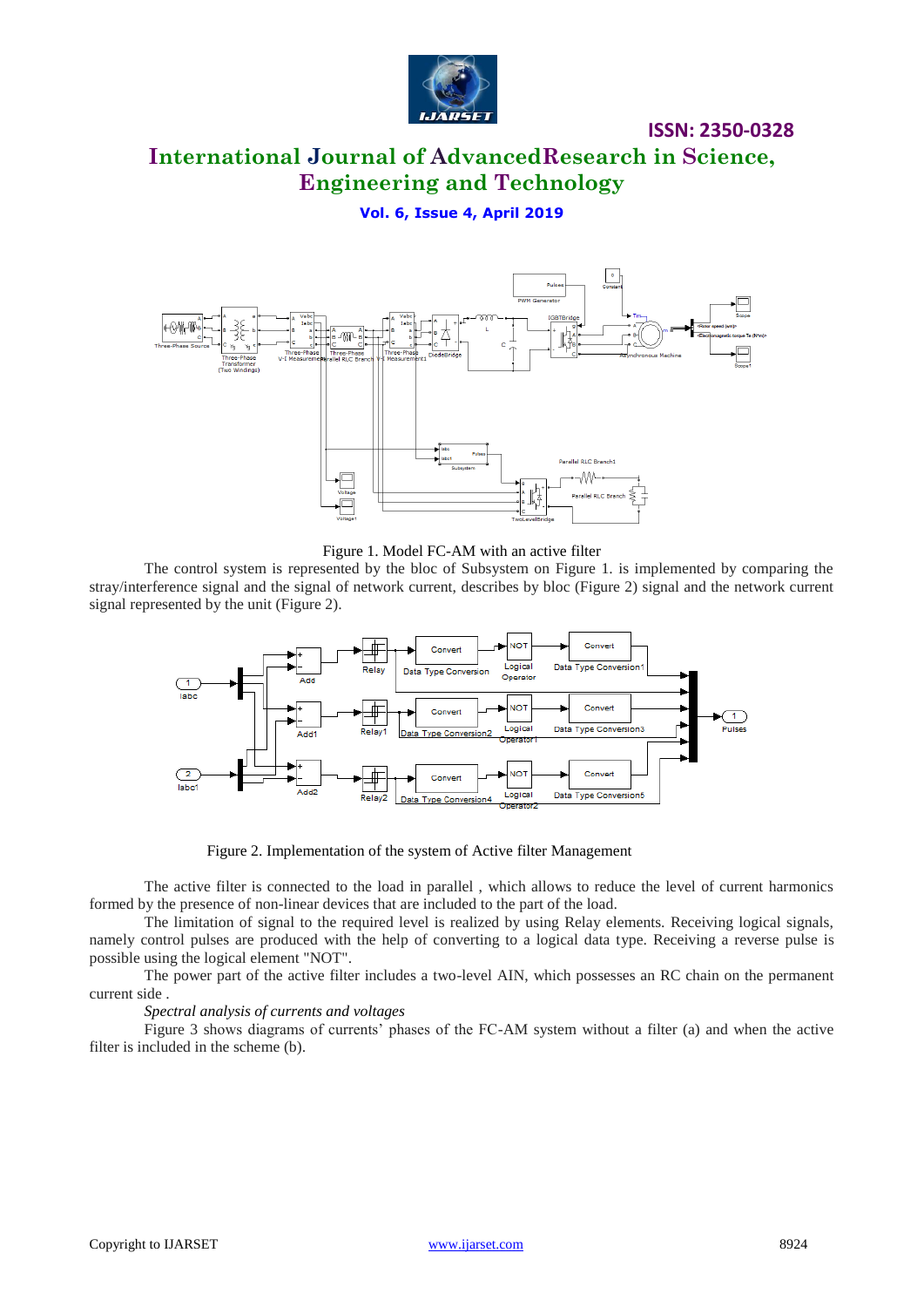Figure 1. Model FC-AM with an active filter

The control system is represented by the bloc of Subsystem on Figure 1. is implemented by comparing the stray/interference signal and the signal of network current, describes by bloc (Figure 2) signal and the network current signal represented by the unit (Figure 2).

Figure 2. Implementation of the system of Active filter Management

The active filter is connected to the load in parallel , which allows to reduce the level of current harmonics formed by the presence of non-linear devices that are included to the part of the load.

The limitation of signal to the required level is realized by using Relay elements. Receiving logical signals, namely control pulses are produced with the help of converting to a logical data type. Receiving a reverse pulse is possible using the logical element "NOT".

The power part of the active filter includes a two-level AIN, which possesses an RC chain on the permanent current side .

*Spectral analysis of currents and voltages*

Figure 3 shows diagrams of currents' phases of the FC-AM system without a filter (a) and when the active filter is included in the scheme (b).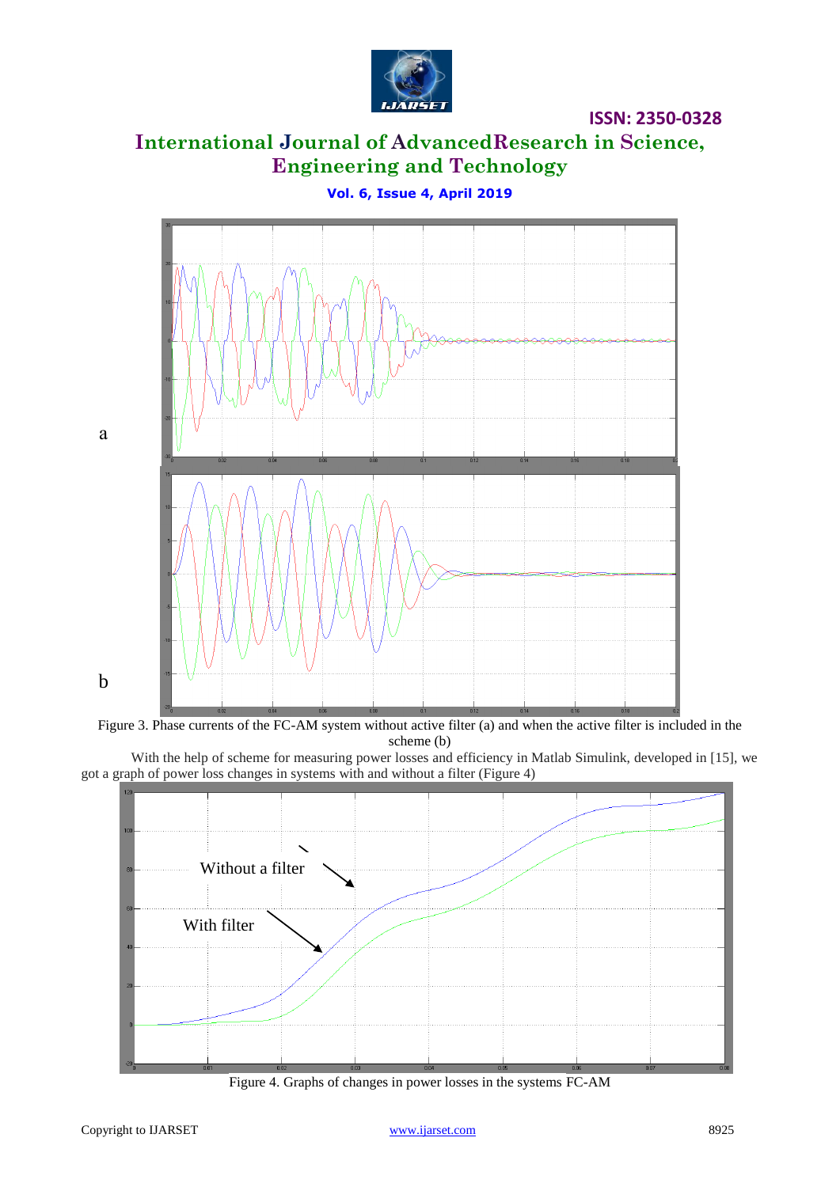a

b

Figure 3. Phase currents of the FC-AM system without active filter (a) and when the active filter is included in the scheme (b)

With the help of scheme for measuring power losses and efficiency in Matlab Simulink, developed in [15], we got a graph of power loss changes in systems with and without a filter (Figure 4)

Figure 4. Graphs of changes in power losses in the systems FC-AM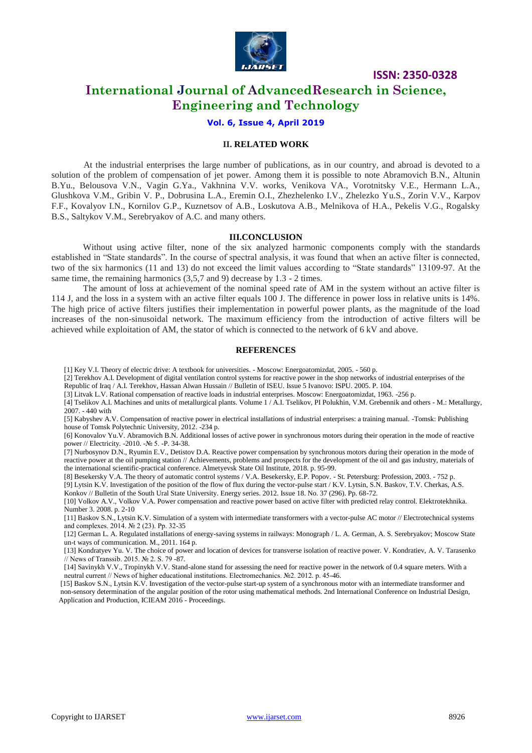## II. RELATED WORK

At the industrial enterprises the large number of publications, as in our country, and abroad is devoted to a solution of the problem of compensation of jet power. Among them it is possible to note Abramovich B.N., Altunin B.Yu., Belousova V.N., Vagin G.Ya., Vakhnina V.V. works, Venikova VA., Vorotnitsky V.E., Hermann L.A., Glushkova V.M., Gribin V. P., Dobrusina L.A., Eremin O.I., Zhezhelenko I.V., Zhelezko Yu.S., Zorin V.V., Karpov F.F., Kovalyov I.N., Kornilov G.P., Kuznetsov of A.B., Loskutova A.B., Melnikova of H.A., Pekelis V.G., Rogalsky B.S., Saltykov V.M., Serebryakov of A.C. and many others.

## III.CONCLUSION

Without using active filter, none of the six analyzed harmonic components comply with the standards established in "State standards". In the course of spectral analysis, it was found that when an active filter is connected, two of the six harmonics (11 and 13) do not exceed the limit values according to "State standards" 13109-97. At the same time, the remaining harmonics (3,5,7 and 9) decrease by 1.3 - 2 times.

The amount of loss at achievement of the nominal speed rate of AM in the system without an active filter is 114 J, and the loss in a system with an active filter equals 100 J. The difference in power loss in relative units is 14%. The high price of active filters justifies their implementation in powerful power plants, as the magnitude of the load increases of the non-sinusoidal network. The maximum efficiency from the introduction of active filters will be achieved while exploitation of AM, the stator of which is connected to the network of 6 kV and above.

## REFERENCES

[1] Key V.I. Theory of electric drive: A textbook for universities. - Moscow: Energoatomizdat, 2005. - 560 p.

[2] Terekhov A.I. Development of digital ventilation control systems for reactive power in the shop networks of industrial enterprises of the Republic of Iraq / A.I. Terekhov, Hassan Alwan Hussain // Bulletin of ISEU. Issue 5 Ivanovo: ISPU. 2005. P. 104.

[3] Litvak L.V. Rational compensation of reactive loads in industrial enterprises. Moscow: Energoatomizdat, 1963. -256 p.

[4] Tselikov A.I. Machines and units of metallurgical plants. Volume 1 / A.I. Tselikov, PI Polukhin, V.M. Grebennik and others - M.: Metallurgy, 2007. - 440 with

[5] Kabyshev A.V. Compensation of reactive power in electrical installations of industrial enterprises: a training manual. -Tomsk: Publishing house of Tomsk Polytechnic University, 2012. -234 p.

[6] Konovalov Yu.V. Abramovich B.N. Additional losses of active power in synchronous motors during their operation in the mode of reactive power // Electricity. -2010. -№ 5. -P. 34-38.

[7] Nurbosynov D.N., Ryumin E.V., Detistov D.A. Reactive power compensation by synchronous motors during their operation in the mode of reactive power at the oil pumping station // Achievements, problems and prospects for the development of the oil and gas industry, materials of the international scientific-practical conference. Almetyevsk State Oil Institute, 2018. p. 95-99.

[8] Besekersky V.A. The theory of automatic control systems / V.A. Besekersky, E.P. Popov. - St. Petersburg: Profession, 2003. - 752 p.

[9] Lytsin K.V. Investigation of the position of the flow of flux during the vector-pulse start / K.V. Lytsin, S.N. Baskov, T.V. Cherkas, A.S. Konkov // Bulletin of the South Ural State University. Energy series. 2012. Issue 18. No. 37 (296). Pp. 68-72.

[10] Volkov A.V., Volkov V.A. Power compensation and reactive power based on active filter with predicted relay control. Elektrotekhnika. Number 3. 2008. p. 2-10

[11] Baskov S.N., Lytsin K.V. Simulation of a system with intermediate transformers with a vector-pulse AC motor // Electrotechnical systems and complexes. 2014. № 2 (23). Pp. 32-35

[12] German L. A. Regulated installations of energy-saving systems in railways: Monograph / L. A. German, A. S. Serebryakov; Moscow State un-t ways of communication. M., 2011. 164 p.

[13] Kondratyev Yu. V. The choice of power and location of devices for transverse isolation of reactive power. V. Kondratiev, A. V. Tarasenko // News of Transsib. 2015. № 2. S. 79 -87.

[14] Savinykh V.V., Tropinykh V.V. Stand-alone stand for assessing the need for reactive power in the network of 0.4 square meters. With a neutral current // News of higher educational institutions. Electromechanics. №2. 2012. p. 45-46.

[15] Baskov S.N., Lytsin K.V. Investigation of the vector-pulse start-up system of a synchronous motor with an intermediate transformer and non-sensory determination of the angular position of the rotor using mathematical methods. 2nd International Conference on Industrial Design, Application and Production, ICIEAM 2016 - Proceedings.